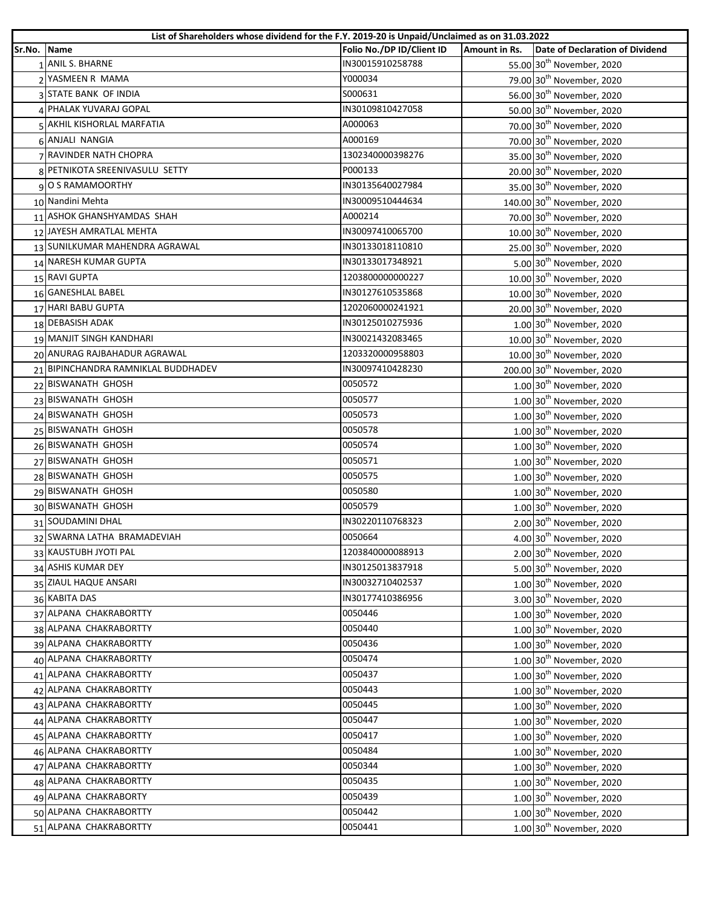| List of Shareholders whose dividend for the F.Y. 2019-20 is Unpaid/Unclaimed as on 31.03.2022 | | | | |
|---|---|---|---|---|
| Sr.No. | Name | Folio No./DP ID/Client ID | Amount in Rs. | Date of Declaration of Dividend |
| 1 | ANIL S. BHARNE | IN30015910258788 | 55.00 | 30th November, 2020 |
| 2 | YASMEEN R MAMA | Y000034 | 79.00 | 30th November, 2020 |
| 3 | STATE BANK OF INDIA | S000631 | 56.00 | 30th November, 2020 |
| 4 | PHALAK YUVARAJ GOPAL | IN30109810427058 | 50.00 | 30th November, 2020 |
| 5 | AKHIL KISHORLAL MARFATIA | A000063 | 70.00 | 30th November, 2020 |
| 6 | ANJALI NANGIA | A000169 | 70.00 | 30th November, 2020 |
| 7 | RAVINDER NATH CHOPRA | 1302340000398276 | 35.00 | 30th November, 2020 |
| 8 | PETNIKOTA SREENIVASULU SETTY | P000133 | 20.00 | 30th November, 2020 |
| 9 | O S RAMAMOORTHY | IN30135640027984 | 35.00 | 30th November, 2020 |
| 10 | Nandini Mehta | IN30009510444634 | 140.00 | 30th November, 2020 |
| 11 | ASHOK GHANSHYAMDAS SHAH | A000214 | 70.00 | 30th November, 2020 |
| 12 | JAYESH AMRATLAL MEHTA | IN30097410065700 | 10.00 | 30th November, 2020 |
| 13 | SUNILKUMAR MAHENDRA AGRAWAL | IN30133018110810 | 25.00 | 30th November, 2020 |
| 14 | NARESH KUMAR GUPTA | IN30133017348921 | 5.00 | 30th November, 2020 |
| 15 | RAVI GUPTA | 1203800000000227 | 10.00 | 30th November, 2020 |
| 16 | GANESHLAL BABEL | IN30127610535868 | 10.00 | 30th November, 2020 |
| 17 | HARI BABU GUPTA | 1202060000241921 | 20.00 | 30th November, 2020 |
| 18 | DEBASISH ADAK | IN30125010275936 | 1.00 | 30th November, 2020 |
| 19 | MANJIT SINGH KANDHARI | IN30021432083465 | 10.00 | 30th November, 2020 |
| 20 | ANURAG RAJBAHADUR AGRAWAL | 1203320000958803 | 10.00 | 30th November, 2020 |
| 21 | BIPINCHANDRA RAMNIKLAL BUDDHADEV | IN30097410428230 | 200.00 | 30th November, 2020 |
| 22 | BISWANATH GHOSH | 0050572 | 1.00 | 30th November, 2020 |
| 23 | BISWANATH GHOSH | 0050577 | 1.00 | 30th November, 2020 |
| 24 | BISWANATH GHOSH | 0050573 | 1.00 | 30th November, 2020 |
| 25 | BISWANATH GHOSH | 0050578 | 1.00 | 30th November, 2020 |
| 26 | BISWANATH GHOSH | 0050574 | 1.00 | 30th November, 2020 |
| 27 | BISWANATH GHOSH | 0050571 | 1.00 | 30th November, 2020 |
| 28 | BISWANATH GHOSH | 0050575 | 1.00 | 30th November, 2020 |
| 29 | BISWANATH GHOSH | 0050580 | 1.00 | 30th November, 2020 |
| 30 | BISWANATH GHOSH | 0050579 | 1.00 | 30th November, 2020 |
| 31 | SOUDAMINI DHAL | IN30220110768323 | 2.00 | 30th November, 2020 |
| 32 | SWARNA LATHA BRAMADEVIAH | 0050664 | 4.00 | 30th November, 2020 |
| 33 | KAUSTUBH JYOTI PAL | 1203840000088913 | 2.00 | 30th November, 2020 |
| 34 | ASHIS KUMAR DEY | IN30125013837918 | 5.00 | 30th November, 2020 |
| 35 | ZIAUL HAQUE ANSARI | IN30032710402537 | 1.00 | 30th November, 2020 |
| 36 | KABITA DAS | IN30177410386956 | 3.00 | 30th November, 2020 |
| 37 | ALPANA CHAKRABORTTY | 0050446 | 1.00 | 30th November, 2020 |
| 38 | ALPANA CHAKRABORTTY | 0050440 | 1.00 | 30th November, 2020 |
| 39 | ALPANA CHAKRABORTTY | 0050436 | 1.00 | 30th November, 2020 |
| 40 | ALPANA CHAKRABORTTY | 0050474 | 1.00 | 30th November, 2020 |
| 41 | ALPANA CHAKRABORTTY | 0050437 | 1.00 | 30th November, 2020 |
| 42 | ALPANA CHAKRABORTTY | 0050443 | 1.00 | 30th November, 2020 |
| 43 | ALPANA CHAKRABORTTY | 0050445 | 1.00 | 30th November, 2020 |
| 44 | ALPANA CHAKRABORTTY | 0050447 | 1.00 | 30th November, 2020 |
| 45 | ALPANA CHAKRABORTTY | 0050417 | 1.00 | 30th November, 2020 |
| 46 | ALPANA CHAKRABORTTY | 0050484 | 1.00 | 30th November, 2020 |
| 47 | ALPANA CHAKRABORTTY | 0050344 | 1.00 | 30th November, 2020 |
| 48 | ALPANA CHAKRABORTTY | 0050435 | 1.00 | 30th November, 2020 |
| 49 | ALPANA CHAKRABORTY | 0050439 | 1.00 | 30th November, 2020 |
| 50 | ALPANA CHAKRABORTTY | 0050442 | 1.00 | 30th November, 2020 |
| 51 | ALPANA CHAKRABORTTY | 0050441 | 1.00 | 30th November, 2020 |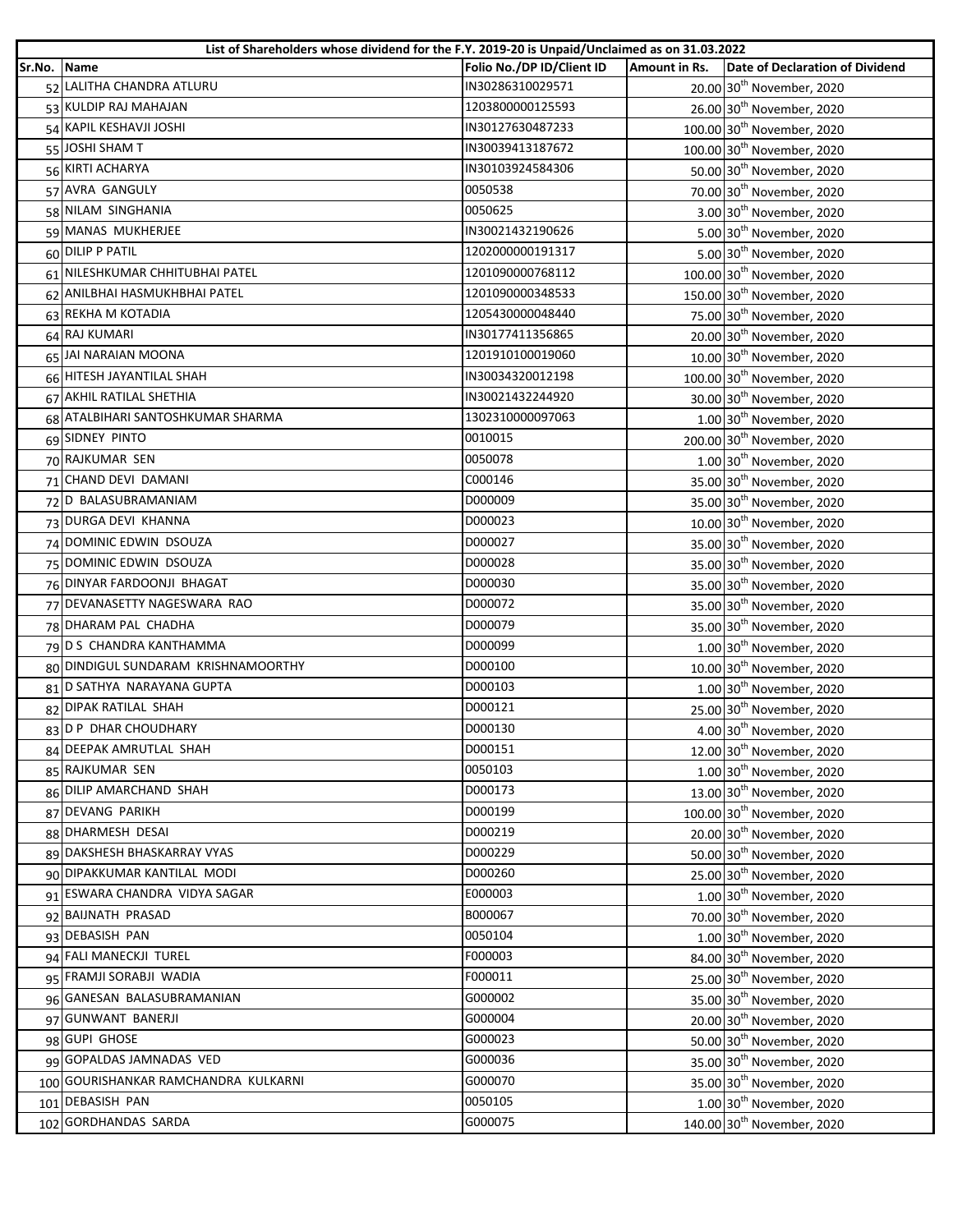| List of Shareholders whose dividend for the F.Y. 2019-20 is Unpaid/Unclaimed as on 31.03.2022 | | | | |
|---|---|---|---|---|
| Sr.No. | Name | Folio No./DP ID/Client ID | Amount in Rs. | Date of Declaration of Dividend |
| 52 | LALITHA CHANDRA ATLURU | IN30286310029571 | 20.00 | 30th November, 2020 |
| 53 | KULDIP RAJ MAHAJAN | 1203800000125593 | 26.00 | 30th November, 2020 |
| 54 | KAPIL KESHAVJI JOSHI | IN30127630487233 | 100.00 | 30th November, 2020 |
| 55 | JOSHI SHAM T | IN30039413187672 | 100.00 | 30th November, 2020 |
| 56 | KIRTI ACHARYA | IN30103924584306 | 50.00 | 30th November, 2020 |
| 57 | AVRA GANGULY | 0050538 | 70.00 | 30th November, 2020 |
| 58 | NILAM SINGHANIA | 0050625 | 3.00 | 30th November, 2020 |
| 59 | MANAS MUKHERJEE | IN30021432190626 | 5.00 | 30th November, 2020 |
| 60 | DILIP P PATIL | 1202000000191317 | 5.00 | 30th November, 2020 |
| 61 | NILESHKUMAR CHHITUBHAI PATEL | 1201090000768112 | 100.00 | 30th November, 2020 |
| 62 | ANILBHAI HASMUKHBHAI PATEL | 1201090000348533 | 150.00 | 30th November, 2020 |
| 63 | REKHA M KOTADIA | 1205430000048440 | 75.00 | 30th November, 2020 |
| 64 | RAJ KUMARI | IN30177411356865 | 20.00 | 30th November, 2020 |
| 65 | JAI NARAIAN MOONA | 1201910100019060 | 10.00 | 30th November, 2020 |
| 66 | HITESH JAYANTILAL SHAH | IN30034320012198 | 100.00 | 30th November, 2020 |
| 67 | AKHIL RATILAL SHETHIA | IN30021432244920 | 30.00 | 30th November, 2020 |
| 68 | ATALBIHARI SANTOSHKUMAR SHARMA | 1302310000097063 | 1.00 | 30th November, 2020 |
| 69 | SIDNEY PINTO | 0010015 | 200.00 | 30th November, 2020 |
| 70 | RAJKUMAR SEN | 0050078 | 1.00 | 30th November, 2020 |
| 71 | CHAND DEVI DAMANI | C000146 | 35.00 | 30th November, 2020 |
| 72 | D BALASUBRAMANIAM | D000009 | 35.00 | 30th November, 2020 |
| 73 | DURGA DEVI KHANNA | D000023 | 10.00 | 30th November, 2020 |
| 74 | DOMINIC EDWIN DSOUZA | D000027 | 35.00 | 30th November, 2020 |
| 75 | DOMINIC EDWIN DSOUZA | D000028 | 35.00 | 30th November, 2020 |
| 76 | DINYAR FARDOONJI BHAGAT | D000030 | 35.00 | 30th November, 2020 |
| 77 | DEVANASETTY NAGESWARA RAO | D000072 | 35.00 | 30th November, 2020 |
| 78 | DHARAM PAL CHADHA | D000079 | 35.00 | 30th November, 2020 |
| 79 | D S CHANDRA KANTHAMMA | D000099 | 1.00 | 30th November, 2020 |
| 80 | DINDIGUL SUNDARAM KRISHNAMOORTHY | D000100 | 10.00 | 30th November, 2020 |
| 81 | D SATHYA NARAYANA GUPTA | D000103 | 1.00 | 30th November, 2020 |
| 82 | DIPAK RATILAL SHAH | D000121 | 25.00 | 30th November, 2020 |
| 83 | D P DHAR CHOUDHARY | D000130 | 4.00 | 30th November, 2020 |
| 84 | DEEPAK AMRUTLAL SHAH | D000151 | 12.00 | 30th November, 2020 |
| 85 | RAJKUMAR SEN | 0050103 | 1.00 | 30th November, 2020 |
| 86 | DILIP AMARCHAND SHAH | D000173 | 13.00 | 30th November, 2020 |
| 87 | DEVANG PARIKH | D000199 | 100.00 | 30th November, 2020 |
| 88 | DHARMESH DESAI | D000219 | 20.00 | 30th November, 2020 |
| 89 | DAKSHESH BHASKARRAY VYAS | D000229 | 50.00 | 30th November, 2020 |
| 90 | DIPAKKUMAR KANTILAL MODI | D000260 | 25.00 | 30th November, 2020 |
| 91 | ESWARA CHANDRA VIDYA SAGAR | E000003 | 1.00 | 30th November, 2020 |
| 92 | BAIJNATH PRASAD | B000067 | 70.00 | 30th November, 2020 |
| 93 | DEBASISH PAN | 0050104 | 1.00 | 30th November, 2020 |
| 94 | FALI MANECKJI TUREL | F000003 | 84.00 | 30th November, 2020 |
| 95 | FRAMJI SORABJI WADIA | F000011 | 25.00 | 30th November, 2020 |
| 96 | GANESAN BALASUBRAMANIAN | G000002 | 35.00 | 30th November, 2020 |
| 97 | GUNWANT BANERJI | G000004 | 20.00 | 30th November, 2020 |
| 98 | GUPI GHOSE | G000023 | 50.00 | 30th November, 2020 |
| 99 | GOPALDAS JAMNADAS VED | G000036 | 35.00 | 30th November, 2020 |
| 100 | GOURISHANKAR RAMCHANDRA KULKARNI | G000070 | 35.00 | 30th November, 2020 |
| 101 | DEBASISH PAN | 0050105 | 1.00 | 30th November, 2020 |
| 102 | GORDHANDAS SARDA | G000075 | 140.00 | 30th November, 2020 |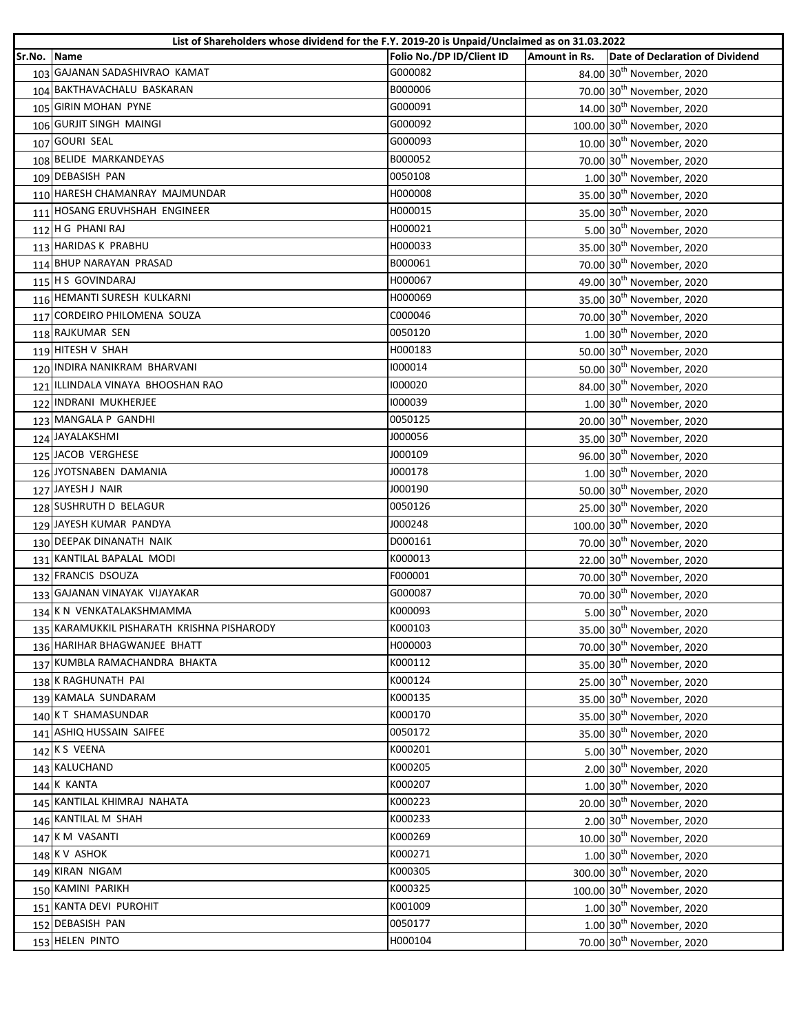| List of Shareholders whose dividend for the F.Y. 2019-20 is Unpaid/Unclaimed as on 31.03.2022 | | | | |
|---|---|---|---|---|
| Sr.No. | Name | Folio No./DP ID/Client ID | Amount in Rs. | Date of Declaration of Dividend |
| 103 | GAJANAN SADASHIVRAO KAMAT | G000082 | 84.00 | 30th November, 2020 |
| 104 | BAKTHAVACHALU BASKARAN | B000006 | 70.00 | 30th November, 2020 |
| 105 | GIRIN MOHAN PYNE | G000091 | 14.00 | 30th November, 2020 |
| 106 | GURJIT SINGH MAINGI | G000092 | 100.00 | 30th November, 2020 |
| 107 | GOURI SEAL | G000093 | 10.00 | 30th November, 2020 |
| 108 | BELIDE MARKANDEYAS | B000052 | 70.00 | 30th November, 2020 |
| 109 | DEBASISH PAN | 0050108 | 1.00 | 30th November, 2020 |
| 110 | HARESH CHAMANRAY MAJMUNDAR | H000008 | 35.00 | 30th November, 2020 |
| 111 | HOSANG ERUVHSHAH ENGINEER | H000015 | 35.00 | 30th November, 2020 |
| 112 | H G PHANI RAJ | H000021 | 5.00 | 30th November, 2020 |
| 113 | HARIDAS K PRABHU | H000033 | 35.00 | 30th November, 2020 |
| 114 | BHUP NARAYAN PRASAD | B000061 | 70.00 | 30th November, 2020 |
| 115 | H S GOVINDARAJ | H000067 | 49.00 | 30th November, 2020 |
| 116 | HEMANTI SURESH KULKARNI | H000069 | 35.00 | 30th November, 2020 |
| 117 | CORDEIRO PHILOMENA SOUZA | C000046 | 70.00 | 30th November, 2020 |
| 118 | RAJKUMAR SEN | 0050120 | 1.00 | 30th November, 2020 |
| 119 | HITESH V SHAH | H000183 | 50.00 | 30th November, 2020 |
| 120 | INDIRA NANIKRAM BHARVANI | I000014 | 50.00 | 30th November, 2020 |
| 121 | ILLINDALA VINAYA BHOOSHAN RAO | I000020 | 84.00 | 30th November, 2020 |
| 122 | INDRANI MUKHERJEE | I000039 | 1.00 | 30th November, 2020 |
| 123 | MANGALA P GANDHI | 0050125 | 20.00 | 30th November, 2020 |
| 124 | JAYALAKSHMI | J000056 | 35.00 | 30th November, 2020 |
| 125 | JACOB VERGHESE | J000109 | 96.00 | 30th November, 2020 |
| 126 | JYOTSNABEN DAMANIA | J000178 | 1.00 | 30th November, 2020 |
| 127 | JAYESH J NAIR | J000190 | 50.00 | 30th November, 2020 |
| 128 | SUSHRUTH D BELAGUR | 0050126 | 25.00 | 30th November, 2020 |
| 129 | JAYESH KUMAR PANDYA | J000248 | 100.00 | 30th November, 2020 |
| 130 | DEEPAK DINANATH NAIK | D000161 | 70.00 | 30th November, 2020 |
| 131 | KANTILAL BAPALAL MODI | K000013 | 22.00 | 30th November, 2020 |
| 132 | FRANCIS DSOUZA | F000001 | 70.00 | 30th November, 2020 |
| 133 | GAJANAN VINAYAK VIJAYAKAR | G000087 | 70.00 | 30th November, 2020 |
| 134 | K N VENKATALAKSHMAMMA | K000093 | 5.00 | 30th November, 2020 |
| 135 | KARAMUKKIL PISHARATH KRISHNA PISHARODY | K000103 | 35.00 | 30th November, 2020 |
| 136 | HARIHAR BHAGWANJEE BHATT | H000003 | 70.00 | 30th November, 2020 |
| 137 | KUMBLA RAMACHANDRA BHAKTA | K000112 | 35.00 | 30th November, 2020 |
| 138 | K RAGHUNATH PAI | K000124 | 25.00 | 30th November, 2020 |
| 139 | KAMALA SUNDARAM | K000135 | 35.00 | 30th November, 2020 |
| 140 | K T SHAMASUNDAR | K000170 | 35.00 | 30th November, 2020 |
| 141 | ASHIQ HUSSAIN SAIFEE | 0050172 | 35.00 | 30th November, 2020 |
| 142 | K S VEENA | K000201 | 5.00 | 30th November, 2020 |
| 143 | KALUCHAND | K000205 | 2.00 | 30th November, 2020 |
| 144 | K KANTA | K000207 | 1.00 | 30th November, 2020 |
| 145 | KANTILAL KHIMRAJ NAHATA | K000223 | 20.00 | 30th November, 2020 |
| 146 | KANTILAL M SHAH | K000233 | 2.00 | 30th November, 2020 |
| 147 | K M VASANTI | K000269 | 10.00 | 30th November, 2020 |
| 148 | K V ASHOK | K000271 | 1.00 | 30th November, 2020 |
| 149 | KIRAN NIGAM | K000305 | 300.00 | 30th November, 2020 |
| 150 | KAMINI PARIKH | K000325 | 100.00 | 30th November, 2020 |
| 151 | KANTA DEVI PUROHIT | K001009 | 1.00 | 30th November, 2020 |
| 152 | DEBASISH PAN | 0050177 | 1.00 | 30th November, 2020 |
| 153 | HELEN PINTO | H000104 | 70.00 | 30th November, 2020 |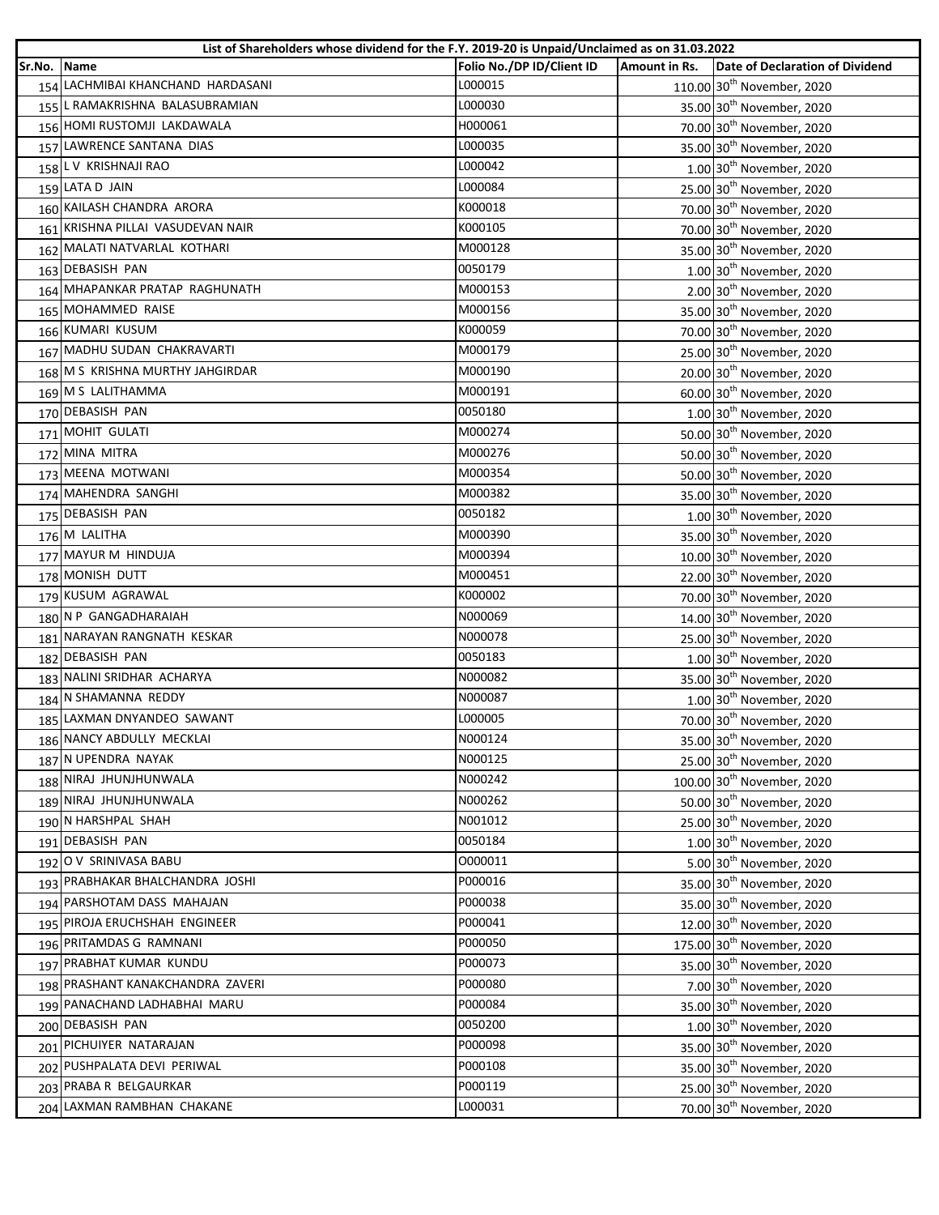| List of Shareholders whose dividend for the F.Y. 2019-20 is Unpaid/Unclaimed as on 31.03.2022 | | | | |
|---|---|---|---|---|
| Sr.No. | Name | Folio No./DP ID/Client ID | Amount in Rs. | Date of Declaration of Dividend |
| 154 | LACHMIBAI KHANCHAND HARDASANI | L000015 | 110.00 | 30th November, 2020 |
| 155 | L RAMAKRISHNA BALASUBRAMIAN | L000030 | 35.00 | 30th November, 2020 |
| 156 | HOMI RUSTOMJI LAKDAWALA | H000061 | 70.00 | 30th November, 2020 |
| 157 | LAWRENCE SANTANA DIAS | L000035 | 35.00 | 30th November, 2020 |
| 158 | L V KRISHNAJI RAO | L000042 | 1.00 | 30th November, 2020 |
| 159 | LATA D JAIN | L000084 | 25.00 | 30th November, 2020 |
| 160 | KAILASH CHANDRA ARORA | K000018 | 70.00 | 30th November, 2020 |
| 161 | KRISHNA PILLAI VASUDEVAN NAIR | K000105 | 70.00 | 30th November, 2020 |
| 162 | MALATI NATVARLAL KOTHARI | M000128 | 35.00 | 30th November, 2020 |
| 163 | DEBASISH PAN | 0050179 | 1.00 | 30th November, 2020 |
| 164 | MHAPANKAR PRATAP RAGHUNATH | M000153 | 2.00 | 30th November, 2020 |
| 165 | MOHAMMED RAISE | M000156 | 35.00 | 30th November, 2020 |
| 166 | KUMARI KUSUM | K000059 | 70.00 | 30th November, 2020 |
| 167 | MADHU SUDAN CHAKRAVARTI | M000179 | 25.00 | 30th November, 2020 |
| 168 | M S KRISHNA MURTHY JAHGIRDAR | M000190 | 20.00 | 30th November, 2020 |
| 169 | M S LALITHAMMA | M000191 | 60.00 | 30th November, 2020 |
| 170 | DEBASISH PAN | 0050180 | 1.00 | 30th November, 2020 |
| 171 | MOHIT GULATI | M000274 | 50.00 | 30th November, 2020 |
| 172 | MINA MITRA | M000276 | 50.00 | 30th November, 2020 |
| 173 | MEENA MOTWANI | M000354 | 50.00 | 30th November, 2020 |
| 174 | MAHENDRA SANGHI | M000382 | 35.00 | 30th November, 2020 |
| 175 | DEBASISH PAN | 0050182 | 1.00 | 30th November, 2020 |
| 176 | M LALITHA | M000390 | 35.00 | 30th November, 2020 |
| 177 | MAYUR M HINDUJA | M000394 | 10.00 | 30th November, 2020 |
| 178 | MONISH DUTT | M000451 | 22.00 | 30th November, 2020 |
| 179 | KUSUM AGRAWAL | K000002 | 70.00 | 30th November, 2020 |
| 180 | N P GANGADHARAIAH | N000069 | 14.00 | 30th November, 2020 |
| 181 | NARAYAN RANGNATH KESKAR | N000078 | 25.00 | 30th November, 2020 |
| 182 | DEBASISH PAN | 0050183 | 1.00 | 30th November, 2020 |
| 183 | NALINI SRIDHAR ACHARYA | N000082 | 35.00 | 30th November, 2020 |
| 184 | N SHAMANNA REDDY | N000087 | 1.00 | 30th November, 2020 |
| 185 | LAXMAN DNYANDEO SAWANT | L000005 | 70.00 | 30th November, 2020 |
| 186 | NANCY ABDULLY MECKLAI | N000124 | 35.00 | 30th November, 2020 |
| 187 | N UPENDRA NAYAK | N000125 | 25.00 | 30th November, 2020 |
| 188 | NIRAJ JHUNJHUNWALA | N000242 | 100.00 | 30th November, 2020 |
| 189 | NIRAJ JHUNJHUNWALA | N000262 | 50.00 | 30th November, 2020 |
| 190 | N HARSHPAL SHAH | N001012 | 25.00 | 30th November, 2020 |
| 191 | DEBASISH PAN | 0050184 | 1.00 | 30th November, 2020 |
| 192 | O V SRINIVASA BABU | O000011 | 5.00 | 30th November, 2020 |
| 193 | PRABHAKAR BHALCHANDRA JOSHI | P000016 | 35.00 | 30th November, 2020 |
| 194 | PARSHOTAM DASS MAHAJAN | P000038 | 35.00 | 30th November, 2020 |
| 195 | PIROJA ERUCHSHAH ENGINEER | P000041 | 12.00 | 30th November, 2020 |
| 196 | PRITAMDAS G RAMNANI | P000050 | 175.00 | 30th November, 2020 |
| 197 | PRABHAT KUMAR KUNDU | P000073 | 35.00 | 30th November, 2020 |
| 198 | PRASHANT KANAKCHANDRA ZAVERI | P000080 | 7.00 | 30th November, 2020 |
| 199 | PANACHAND LADHABHAI MARU | P000084 | 35.00 | 30th November, 2020 |
| 200 | DEBASISH PAN | 0050200 | 1.00 | 30th November, 2020 |
| 201 | PICHUIYER NATARAJAN | P000098 | 35.00 | 30th November, 2020 |
| 202 | PUSHPALATA DEVI PERIWAL | P000108 | 35.00 | 30th November, 2020 |
| 203 | PRABA R BELGAURKAR | P000119 | 25.00 | 30th November, 2020 |
| 204 | LAXMAN RAMBHAN CHAKANE | L000031 | 70.00 | 30th November, 2020 |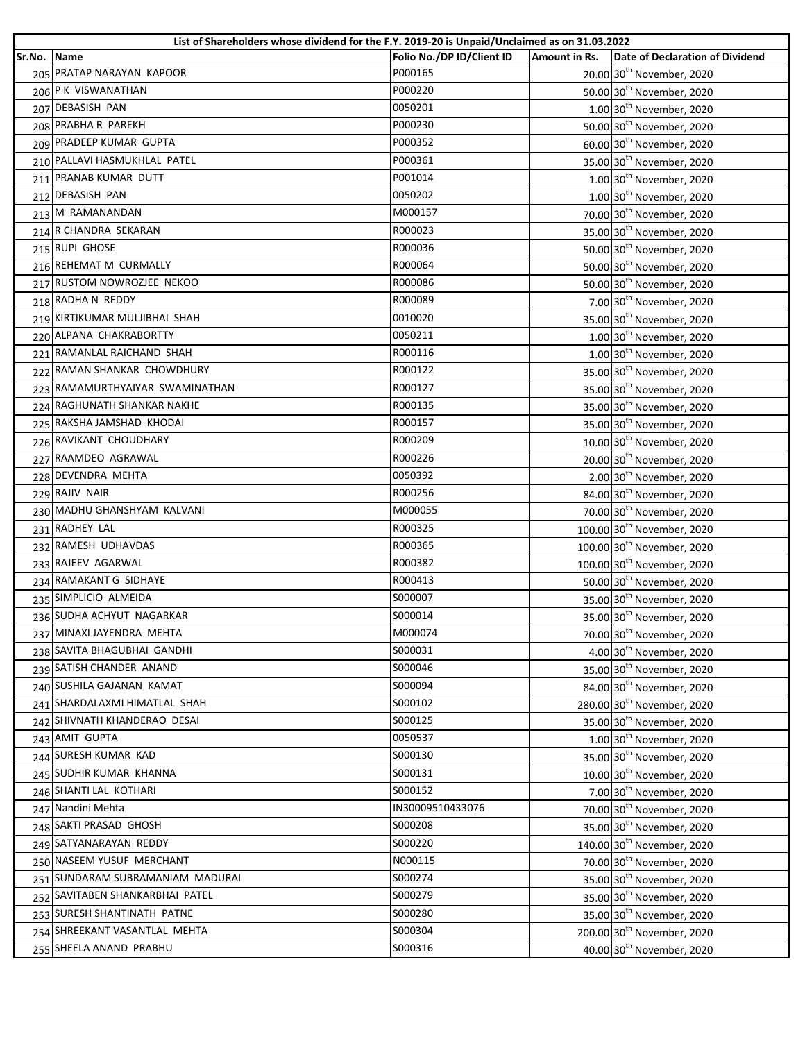| List of Shareholders whose dividend for the F.Y. 2019-20 is Unpaid/Unclaimed as on 31.03.2022 | | | | |
|---|---|---|---|---|
| Sr.No. | Name | Folio No./DP ID/Client ID | Amount in Rs. | Date of Declaration of Dividend |
| 205 | PRATAP NARAYAN KAPOOR | P000165 | 20.00 | 30th November, 2020 |
| 206 | P K VISWANATHAN | P000220 | 50.00 | 30th November, 2020 |
| 207 | DEBASISH PAN | 0050201 | 1.00 | 30th November, 2020 |
| 208 | PRABHA R PAREKH | P000230 | 50.00 | 30th November, 2020 |
| 209 | PRADEEP KUMAR GUPTA | P000352 | 60.00 | 30th November, 2020 |
| 210 | PALLAVI HASMUKHLAL PATEL | P000361 | 35.00 | 30th November, 2020 |
| 211 | PRANAB KUMAR DUTT | P001014 | 1.00 | 30th November, 2020 |
| 212 | DEBASISH PAN | 0050202 | 1.00 | 30th November, 2020 |
| 213 | M RAMANANDAN | M000157 | 70.00 | 30th November, 2020 |
| 214 | R CHANDRA SEKARAN | R000023 | 35.00 | 30th November, 2020 |
| 215 | RUPI GHOSE | R000036 | 50.00 | 30th November, 2020 |
| 216 | REHEMAT M CURMALLY | R000064 | 50.00 | 30th November, 2020 |
| 217 | RUSTOM NOWROZJEE NEKOO | R000086 | 50.00 | 30th November, 2020 |
| 218 | RADHA N REDDY | R000089 | 7.00 | 30th November, 2020 |
| 219 | KIRTIKUMAR MULJIBHAI SHAH | 0010020 | 35.00 | 30th November, 2020 |
| 220 | ALPANA CHAKRABORTTY | 0050211 | 1.00 | 30th November, 2020 |
| 221 | RAMANLAL RAICHAND SHAH | R000116 | 1.00 | 30th November, 2020 |
| 222 | RAMAN SHANKAR CHOWDHURY | R000122 | 35.00 | 30th November, 2020 |
| 223 | RAMAMURTHYAIYAR SWAMINATHAN | R000127 | 35.00 | 30th November, 2020 |
| 224 | RAGHUNATH SHANKAR NAKHE | R000135 | 35.00 | 30th November, 2020 |
| 225 | RAKSHA JAMSHAD KHODAI | R000157 | 35.00 | 30th November, 2020 |
| 226 | RAVIKANT CHOUDHARY | R000209 | 10.00 | 30th November, 2020 |
| 227 | RAAMDEO AGRAWAL | R000226 | 20.00 | 30th November, 2020 |
| 228 | DEVENDRA MEHTA | 0050392 | 2.00 | 30th November, 2020 |
| 229 | RAJIV NAIR | R000256 | 84.00 | 30th November, 2020 |
| 230 | MADHU GHANSHYAM KALVANI | M000055 | 70.00 | 30th November, 2020 |
| 231 | RADHEY LAL | R000325 | 100.00 | 30th November, 2020 |
| 232 | RAMESH UDHAVDAS | R000365 | 100.00 | 30th November, 2020 |
| 233 | RAJEEV AGARWAL | R000382 | 100.00 | 30th November, 2020 |
| 234 | RAMAKANT G SIDHAYE | R000413 | 50.00 | 30th November, 2020 |
| 235 | SIMPLICIO ALMEIDA | S000007 | 35.00 | 30th November, 2020 |
| 236 | SUDHA ACHYUT NAGARKAR | S000014 | 35.00 | 30th November, 2020 |
| 237 | MINAXI JAYENDRA MEHTA | M000074 | 70.00 | 30th November, 2020 |
| 238 | SAVITA BHAGUBHAI GANDHI | S000031 | 4.00 | 30th November, 2020 |
| 239 | SATISH CHANDER ANAND | S000046 | 35.00 | 30th November, 2020 |
| 240 | SUSHILA GAJANAN KAMAT | S000094 | 84.00 | 30th November, 2020 |
| 241 | SHARDALAXMI HIMATLAL SHAH | S000102 | 280.00 | 30th November, 2020 |
| 242 | SHIVNATH KHANDERAO DESAI | S000125 | 35.00 | 30th November, 2020 |
| 243 | AMIT GUPTA | 0050537 | 1.00 | 30th November, 2020 |
| 244 | SURESH KUMAR KAD | S000130 | 35.00 | 30th November, 2020 |
| 245 | SUDHIR KUMAR KHANNA | S000131 | 10.00 | 30th November, 2020 |
| 246 | SHANTI LAL KOTHARI | S000152 | 7.00 | 30th November, 2020 |
| 247 | Nandini Mehta | IN30009510433076 | 70.00 | 30th November, 2020 |
| 248 | SAKTI PRASAD GHOSH | S000208 | 35.00 | 30th November, 2020 |
| 249 | SATYANARAYAN REDDY | S000220 | 140.00 | 30th November, 2020 |
| 250 | NASEEM YUSUF MERCHANT | N000115 | 70.00 | 30th November, 2020 |
| 251 | SUNDARAM SUBRAMANIAM MADURAI | S000274 | 35.00 | 30th November, 2020 |
| 252 | SAVITABEN SHANKARBHAI PATEL | S000279 | 35.00 | 30th November, 2020 |
| 253 | SURESH SHANTINATH PATNE | S000280 | 35.00 | 30th November, 2020 |
| 254 | SHREEKANT VASANTLAL MEHTA | S000304 | 200.00 | 30th November, 2020 |
| 255 | SHEELA ANAND PRABHU | S000316 | 40.00 | 30th November, 2020 |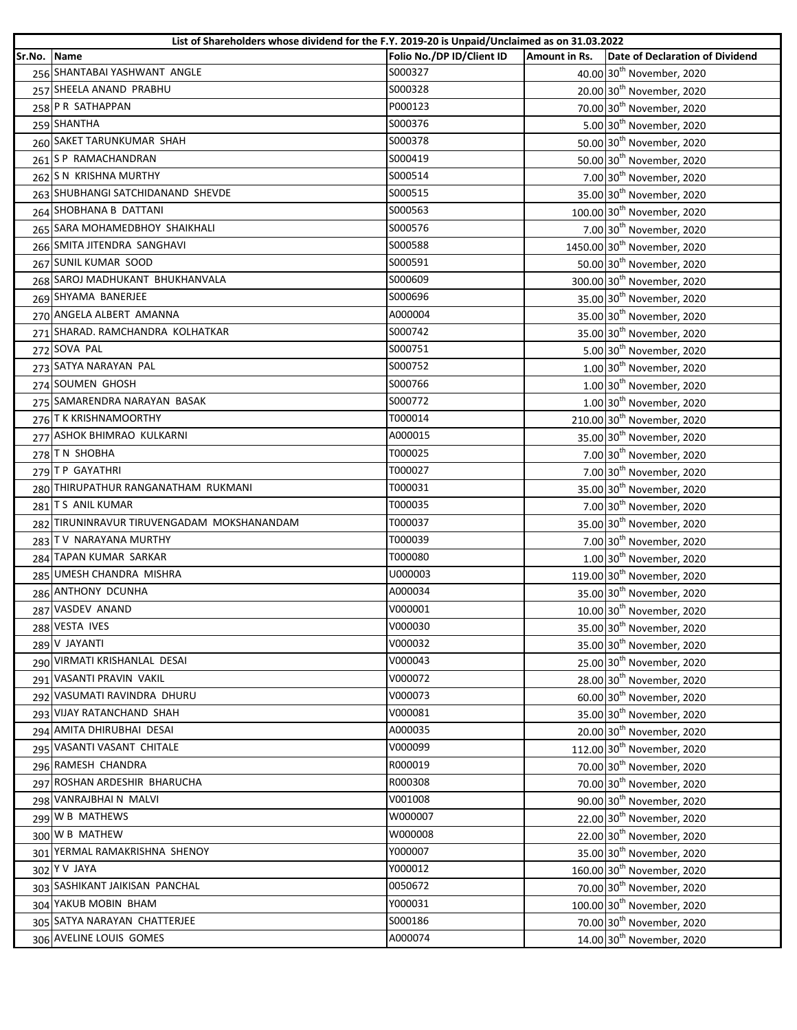| List of Shareholders whose dividend for the F.Y. 2019-20 is Unpaid/Unclaimed as on 31.03.2022 | | | | |
|---|---|---|---|---|
| Sr.No. | Name | Folio No./DP ID/Client ID | Amount in Rs. | Date of Declaration of Dividend |
| 256 | SHANTABAI YASHWANT ANGLE | S000327 | 40.00 | 30th November, 2020 |
| 257 | SHEELA ANAND PRABHU | S000328 | 20.00 | 30th November, 2020 |
| 258 | P R SATHAPPAN | P000123 | 70.00 | 30th November, 2020 |
| 259 | SHANTHA | S000376 | 5.00 | 30th November, 2020 |
| 260 | SAKET TARUNKUMAR SHAH | S000378 | 50.00 | 30th November, 2020 |
| 261 | S P RAMACHANDRAN | S000419 | 50.00 | 30th November, 2020 |
| 262 | S N KRISHNA MURTHY | S000514 | 7.00 | 30th November, 2020 |
| 263 | SHUBHANGI SATCHIDANAND SHEVDE | S000515 | 35.00 | 30th November, 2020 |
| 264 | SHOBHANA B DATTANI | S000563 | 100.00 | 30th November, 2020 |
| 265 | SARA MOHAMEDBHOY SHAIKHALI | S000576 | 7.00 | 30th November, 2020 |
| 266 | SMITA JITENDRA SANGHAVI | S000588 | 1450.00 | 30th November, 2020 |
| 267 | SUNIL KUMAR SOOD | S000591 | 50.00 | 30th November, 2020 |
| 268 | SAROJ MADHUKANT BHUKHANVALA | S000609 | 300.00 | 30th November, 2020 |
| 269 | SHYAMA BANERJEE | S000696 | 35.00 | 30th November, 2020 |
| 270 | ANGELA ALBERT AMANNA | A000004 | 35.00 | 30th November, 2020 |
| 271 | SHARAD. RAMCHANDRA KOLHATKAR | S000742 | 35.00 | 30th November, 2020 |
| 272 | SOVA PAL | S000751 | 5.00 | 30th November, 2020 |
| 273 | SATYA NARAYAN PAL | S000752 | 1.00 | 30th November, 2020 |
| 274 | SOUMEN GHOSH | S000766 | 1.00 | 30th November, 2020 |
| 275 | SAMARENDRA NARAYAN BASAK | S000772 | 1.00 | 30th November, 2020 |
| 276 | T K KRISHNAMOORTHY | T000014 | 210.00 | 30th November, 2020 |
| 277 | ASHOK BHIMRAO KULKARNI | A000015 | 35.00 | 30th November, 2020 |
| 278 | T N SHOBHA | T000025 | 7.00 | 30th November, 2020 |
| 279 | T P GAYATHRI | T000027 | 7.00 | 30th November, 2020 |
| 280 | THIRUPATHUR RANGANATHAM RUKMANI | T000031 | 35.00 | 30th November, 2020 |
| 281 | T S ANIL KUMAR | T000035 | 7.00 | 30th November, 2020 |
| 282 | TIRUNINRAVUR TIRUVENGADAM MOKSHANANDAM | T000037 | 35.00 | 30th November, 2020 |
| 283 | T V NARAYANA MURTHY | T000039 | 7.00 | 30th November, 2020 |
| 284 | TAPAN KUMAR SARKAR | T000080 | 1.00 | 30th November, 2020 |
| 285 | UMESH CHANDRA MISHRA | U000003 | 119.00 | 30th November, 2020 |
| 286 | ANTHONY DCUNHA | A000034 | 35.00 | 30th November, 2020 |
| 287 | VASDEV ANAND | V000001 | 10.00 | 30th November, 2020 |
| 288 | VESTA IVES | V000030 | 35.00 | 30th November, 2020 |
| 289 | V JAYANTI | V000032 | 35.00 | 30th November, 2020 |
| 290 | VIRMATI KRISHANLAL DESAI | V000043 | 25.00 | 30th November, 2020 |
| 291 | VASANTI PRAVIN VAKIL | V000072 | 28.00 | 30th November, 2020 |
| 292 | VASUMATI RAVINDRA DHURU | V000073 | 60.00 | 30th November, 2020 |
| 293 | VIJAY RATANCHAND SHAH | V000081 | 35.00 | 30th November, 2020 |
| 294 | AMITA DHIRUBHAI DESAI | A000035 | 20.00 | 30th November, 2020 |
| 295 | VASANTI VASANT CHITALE | V000099 | 112.00 | 30th November, 2020 |
| 296 | RAMESH CHANDRA | R000019 | 70.00 | 30th November, 2020 |
| 297 | ROSHAN ARDESHIR BHARUCHA | R000308 | 70.00 | 30th November, 2020 |
| 298 | VANRAJBHAI N MALVI | V001008 | 90.00 | 30th November, 2020 |
| 299 | W B MATHEWS | W000007 | 22.00 | 30th November, 2020 |
| 300 | W B MATHEW | W000008 | 22.00 | 30th November, 2020 |
| 301 | YERMAL RAMAKRISHNA SHENOY | Y000007 | 35.00 | 30th November, 2020 |
| 302 | Y V JAYA | Y000012 | 160.00 | 30th November, 2020 |
| 303 | SASHIKANT JAIKISAN PANCHAL | 0050672 | 70.00 | 30th November, 2020 |
| 304 | YAKUB MOBIN BHAM | Y000031 | 100.00 | 30th November, 2020 |
| 305 | SATYA NARAYAN CHATTERJEE | S000186 | 70.00 | 30th November, 2020 |
| 306 | AVELINE LOUIS GOMES | A000074 | 14.00 | 30th November, 2020 |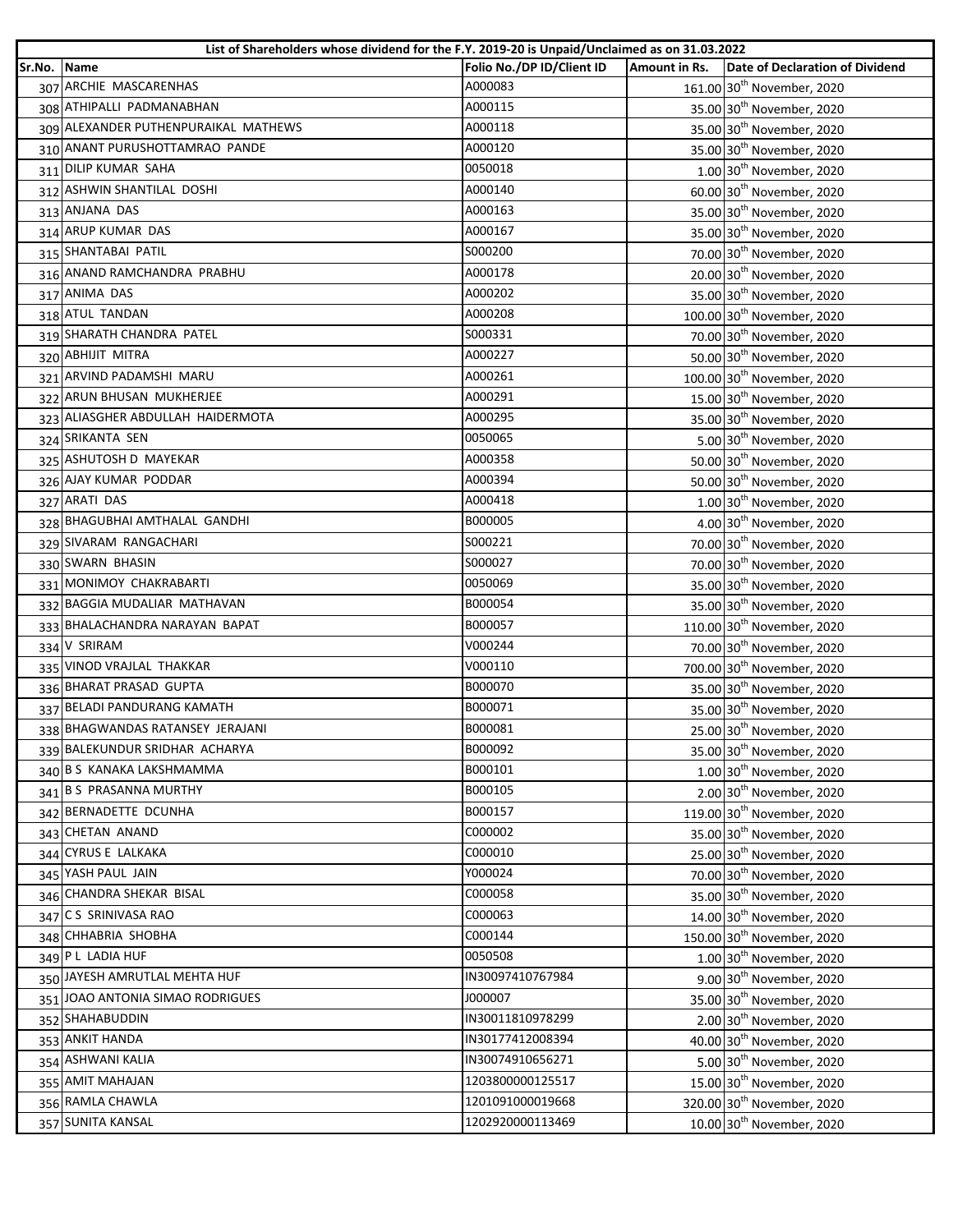| List of Shareholders whose dividend for the F.Y. 2019-20 is Unpaid/Unclaimed as on 31.03.2022 | | | | |
|---|---|---|---|---|
| Sr.No. | Name | Folio No./DP ID/Client ID | Amount in Rs. | Date of Declaration of Dividend |
| 307 | ARCHIE MASCARENHAS | A000083 | 161.00 | 30th November, 2020 |
| 308 | ATHIPALLI PADMANABHAN | A000115 | 35.00 | 30th November, 2020 |
| 309 | ALEXANDER PUTHENPURAIKAL MATHEWS | A000118 | 35.00 | 30th November, 2020 |
| 310 | ANANT PURUSHOTTAMRAO PANDE | A000120 | 35.00 | 30th November, 2020 |
| 311 | DILIP KUMAR SAHA | 0050018 | 1.00 | 30th November, 2020 |
| 312 | ASHWIN SHANTILAL DOSHI | A000140 | 60.00 | 30th November, 2020 |
| 313 | ANJANA DAS | A000163 | 35.00 | 30th November, 2020 |
| 314 | ARUP KUMAR DAS | A000167 | 35.00 | 30th November, 2020 |
| 315 | SHANTABAI PATIL | S000200 | 70.00 | 30th November, 2020 |
| 316 | ANAND RAMCHANDRA PRABHU | A000178 | 20.00 | 30th November, 2020 |
| 317 | ANIMA DAS | A000202 | 35.00 | 30th November, 2020 |
| 318 | ATUL TANDAN | A000208 | 100.00 | 30th November, 2020 |
| 319 | SHARATH CHANDRA PATEL | S000331 | 70.00 | 30th November, 2020 |
| 320 | ABHIJIT MITRA | A000227 | 50.00 | 30th November, 2020 |
| 321 | ARVIND PADAMSHI MARU | A000261 | 100.00 | 30th November, 2020 |
| 322 | ARUN BHUSAN MUKHERJEE | A000291 | 15.00 | 30th November, 2020 |
| 323 | ALIASGHER ABDULLAH HAIDERMOTA | A000295 | 35.00 | 30th November, 2020 |
| 324 | SRIKANTA SEN | 0050065 | 5.00 | 30th November, 2020 |
| 325 | ASHUTOSH D MAYEKAR | A000358 | 50.00 | 30th November, 2020 |
| 326 | AJAY KUMAR PODDAR | A000394 | 50.00 | 30th November, 2020 |
| 327 | ARATI DAS | A000418 | 1.00 | 30th November, 2020 |
| 328 | BHAGUBHAI AMTHALAL GANDHI | B000005 | 4.00 | 30th November, 2020 |
| 329 | SIVARAM RANGACHARI | S000221 | 70.00 | 30th November, 2020 |
| 330 | SWARN BHASIN | S000027 | 70.00 | 30th November, 2020 |
| 331 | MONIMOY CHAKRABARTI | 0050069 | 35.00 | 30th November, 2020 |
| 332 | BAGGIA MUDALIAR MATHAVAN | B000054 | 35.00 | 30th November, 2020 |
| 333 | BHALACHANDRA NARAYAN BAPAT | B000057 | 110.00 | 30th November, 2020 |
| 334 | V SRIRAM | V000244 | 70.00 | 30th November, 2020 |
| 335 | VINOD VRAJLAL THAKKAR | V000110 | 700.00 | 30th November, 2020 |
| 336 | BHARAT PRASAD GUPTA | B000070 | 35.00 | 30th November, 2020 |
| 337 | BELADI PANDURANG KAMATH | B000071 | 35.00 | 30th November, 2020 |
| 338 | BHAGWANDAS RATANSEY JERAJANI | B000081 | 25.00 | 30th November, 2020 |
| 339 | BALEKUNDUR SRIDHAR ACHARYA | B000092 | 35.00 | 30th November, 2020 |
| 340 | B S KANAKA LAKSHMAMMA | B000101 | 1.00 | 30th November, 2020 |
| 341 | B S PRASANNA MURTHY | B000105 | 2.00 | 30th November, 2020 |
| 342 | BERNADETTE DCUNHA | B000157 | 119.00 | 30th November, 2020 |
| 343 | CHETAN ANAND | C000002 | 35.00 | 30th November, 2020 |
| 344 | CYRUS E LALKAKA | C000010 | 25.00 | 30th November, 2020 |
| 345 | YASH PAUL JAIN | Y000024 | 70.00 | 30th November, 2020 |
| 346 | CHANDRA SHEKAR BISAL | C000058 | 35.00 | 30th November, 2020 |
| 347 | C S SRINIVASA RAO | C000063 | 14.00 | 30th November, 2020 |
| 348 | CHHABRIA SHOBHA | C000144 | 150.00 | 30th November, 2020 |
| 349 | P L LADIA HUF | 0050508 | 1.00 | 30th November, 2020 |
| 350 | JAYESH AMRUTLAL MEHTA HUF | IN30097410767984 | 9.00 | 30th November, 2020 |
| 351 | JOAO ANTONIA SIMAO RODRIGUES | J000007 | 35.00 | 30th November, 2020 |
| 352 | SHAHABUDDIN | IN30011810978299 | 2.00 | 30th November, 2020 |
| 353 | ANKIT HANDA | IN30177412008394 | 40.00 | 30th November, 2020 |
| 354 | ASHWANI KALIA | IN30074910656271 | 5.00 | 30th November, 2020 |
| 355 | AMIT MAHAJAN | 1203800000125517 | 15.00 | 30th November, 2020 |
| 356 | RAMLA CHAWLA | 1201091000019668 | 320.00 | 30th November, 2020 |
| 357 | SUNITA KANSAL | 1202920000113469 | 10.00 | 30th November, 2020 |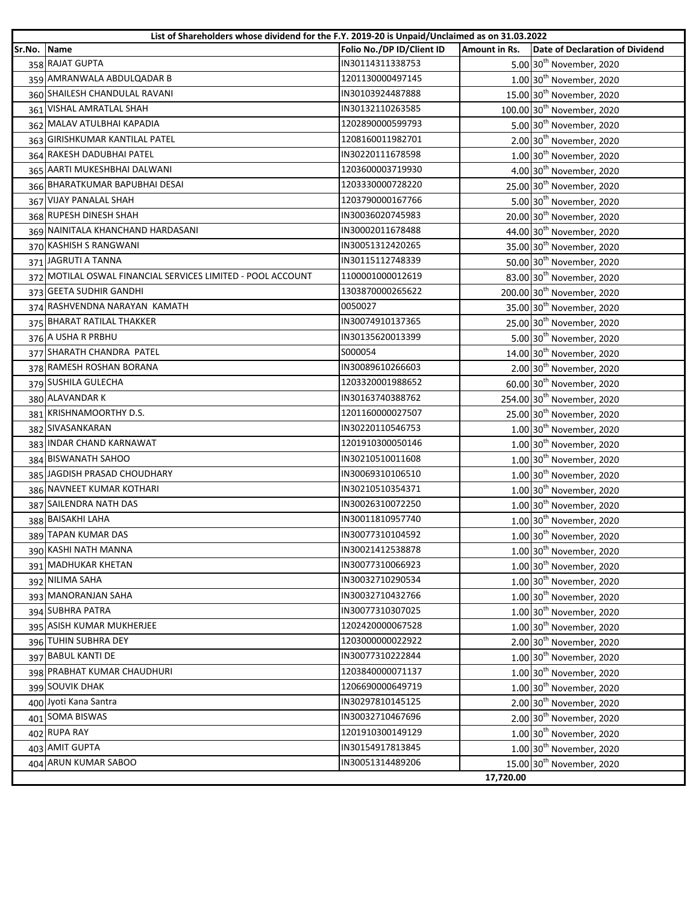| List of Shareholders whose dividend for the F.Y. 2019-20 is Unpaid/Unclaimed as on 31.03.2022 | | | | |
|---|---|---|---|---|
| Sr.No. | Name | Folio No./DP ID/Client ID | Amount in Rs. | Date of Declaration of Dividend |
| 358 | RAJAT GUPTA | IN30114311338753 | 5.00 | 30th November, 2020 |
| 359 | AMRANWALA ABDULQADAR B | 1201130000497145 | 1.00 | 30th November, 2020 |
| 360 | SHAILESH CHANDULAL RAVANI | IN30103924487888 | 15.00 | 30th November, 2020 |
| 361 | VISHAL AMRATLAL SHAH | IN30132110263585 | 100.00 | 30th November, 2020 |
| 362 | MALAV ATULBHAI KAPADIA | 1202890000599793 | 5.00 | 30th November, 2020 |
| 363 | GIRISHKUMAR KANTILAL PATEL | 1208160011982701 | 2.00 | 30th November, 2020 |
| 364 | RAKESH DADUBHAI PATEL | IN30220111678598 | 1.00 | 30th November, 2020 |
| 365 | AARTI MUKESHBHAI DALWANI | 1203600003719930 | 4.00 | 30th November, 2020 |
| 366 | BHARATKUMAR BAPUBHAI DESAI | 1203330000728220 | 25.00 | 30th November, 2020 |
| 367 | VIJAY PANALAL SHAH | 1203790000167766 | 5.00 | 30th November, 2020 |
| 368 | RUPESH DINESH SHAH | IN30036020745983 | 20.00 | 30th November, 2020 |
| 369 | NAINITALA KHANCHAND HARDASANI | IN30002011678488 | 44.00 | 30th November, 2020 |
| 370 | KASHISH S RANGWANI | IN30051312420265 | 35.00 | 30th November, 2020 |
| 371 | JAGRUTI A TANNA | IN30115112748339 | 50.00 | 30th November, 2020 |
| 372 | MOTILAL OSWAL FINANCIAL SERVICES LIMITED - POOL ACCOUNT | 1100001000012619 | 83.00 | 30th November, 2020 |
| 373 | GEETA SUDHIR GANDHI | 1303870000265622 | 200.00 | 30th November, 2020 |
| 374 | RASHVENDNA NARAYAN KAMATH | 0050027 | 35.00 | 30th November, 2020 |
| 375 | BHARAT RATILAL THAKKER | IN30074910137365 | 25.00 | 30th November, 2020 |
| 376 | A USHA R PRBHU | IN30135620013399 | 5.00 | 30th November, 2020 |
| 377 | SHARATH CHANDRA PATEL | S000054 | 14.00 | 30th November, 2020 |
| 378 | RAMESH ROSHAN BORANA | IN30089610266603 | 2.00 | 30th November, 2020 |
| 379 | SUSHILA GULECHA | 1203320001988652 | 60.00 | 30th November, 2020 |
| 380 | ALAVANDAR K | IN30163740388762 | 254.00 | 30th November, 2020 |
| 381 | KRISHNAMOORTHY D.S. | 1201160000027507 | 25.00 | 30th November, 2020 |
| 382 | SIVASANKARAN | IN30220110546753 | 1.00 | 30th November, 2020 |
| 383 | INDAR CHAND KARNAWAT | 1201910300050146 | 1.00 | 30th November, 2020 |
| 384 | BISWANATH SAHOO | IN30210510011608 | 1.00 | 30th November, 2020 |
| 385 | JAGDISH PRASAD CHOUDHARY | IN30069310106510 | 1.00 | 30th November, 2020 |
| 386 | NAVNEET KUMAR KOTHARI | IN30210510354371 | 1.00 | 30th November, 2020 |
| 387 | SAILENDRA NATH DAS | IN30026310072250 | 1.00 | 30th November, 2020 |
| 388 | BAISAKHI LAHA | IN30011810957740 | 1.00 | 30th November, 2020 |
| 389 | TAPAN KUMAR DAS | IN30077310104592 | 1.00 | 30th November, 2020 |
| 390 | KASHI NATH MANNA | IN30021412538878 | 1.00 | 30th November, 2020 |
| 391 | MADHUKAR KHETAN | IN30077310066923 | 1.00 | 30th November, 2020 |
| 392 | NILIMA SAHA | IN30032710290534 | 1.00 | 30th November, 2020 |
| 393 | MANORANJAN SAHA | IN30032710432766 | 1.00 | 30th November, 2020 |
| 394 | SUBHRA PATRA | IN30077310307025 | 1.00 | 30th November, 2020 |
| 395 | ASISH KUMAR MUKHERJEE | 1202420000067528 | 1.00 | 30th November, 2020 |
| 396 | TUHIN SUBHRA DEY | 1203000000022922 | 2.00 | 30th November, 2020 |
| 397 | BABUL KANTI DE | IN30077310222844 | 1.00 | 30th November, 2020 |
| 398 | PRABHAT KUMAR CHAUDHURI | 1203840000071137 | 1.00 | 30th November, 2020 |
| 399 | SOUVIK DHAK | 1206690000649719 | 1.00 | 30th November, 2020 |
| 400 | Jyoti Kana Santra | IN30297810145125 | 2.00 | 30th November, 2020 |
| 401 | SOMA BISWAS | IN30032710467696 | 2.00 | 30th November, 2020 |
| 402 | RUPA RAY | 1201910300149129 | 1.00 | 30th November, 2020 |
| 403 | AMIT GUPTA | IN30154917813845 | 1.00 | 30th November, 2020 |
| 404 | ARUN KUMAR SABOO | IN30051314489206 | 15.00 | 30th November, 2020 |
| | | | 17,720.00 | |